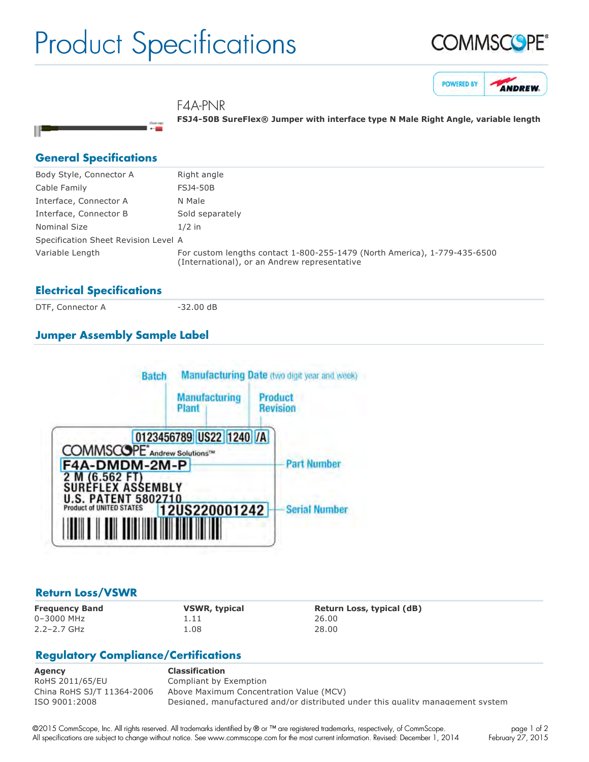# Product Specifications

F4A-PNR

**FSJ4-50B SureFlex® Jumper with interface type N Male Right Angle, variable length**

## General Specifications

| | |
|---|---|
| Body Style, Connector A | Right angle |
| Cable Family | FSJ4-50B |
| Interface, Connector A | N Male |
| Interface, Connector B | Sold separately |
| Nominal Size | 1/2 in |
| Specification Sheet Revision Level | A |
| Variable Length | For custom lengths contact 1-800-255-1479 (North America), 1-779-435-6500 (International), or an Andrew representative |

## Electrical Specifications

| | |
|---|---|
| DTF, Connector A | -32.00 dB |

## Jumper Assembly Sample Label

Batch | Manufacturing Date (two digit year and week) | Manufacturing Plant | Product Revision

0123456789 US22 1240 /A

COMMSCOPE® Andrew Solutions™

F4A-DMDM-2M-P — Part Number

2 M (6.562 FT)
SUREFLEX ASSEMBLY
U.S. PATENT 5802710
Product of UNITED STATES

12US220001242 — Serial Number

## Return Loss/VSWR

| Frequency Band | VSWR, typical | Return Loss, typical (dB) |
|---|---|---|
| 0–3000 MHz | 1.11 | 26.00 |
| 2.2–2.7 GHz | 1.08 | 28.00 |

## Regulatory Compliance/Certifications

| Agency | Classification |
|---|---|
| RoHS 2011/65/EU | Compliant by Exemption |
| China RoHS SJ/T 11364-2006 | Above Maximum Concentration Value (MCV) |
| ISO 9001:2008 | Designed, manufactured and/or distributed under this quality management system |

©2015 CommScope, Inc. All rights reserved. All trademarks identified by ® or ™ are registered trademarks, respectively, of CommScope. All specifications are subject to change without notice. See www.commscope.com for the most current information. Revised: December 1, 2014

February 27, 2015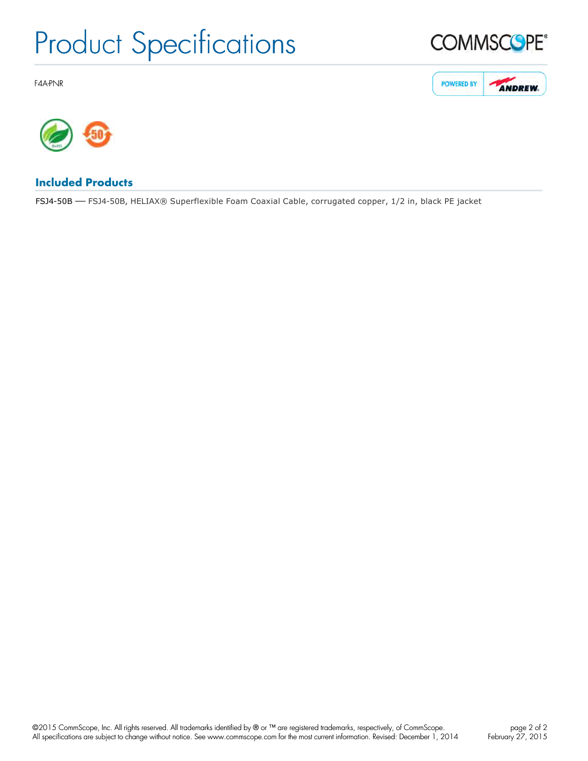# Product Specifications

F4A-PNR

## Included Products

FSJ4-50B — FSJ4-50B, HELIAX® Superflexible Foam Coaxial Cable, corrugated copper, 1/2 in, black PE jacket